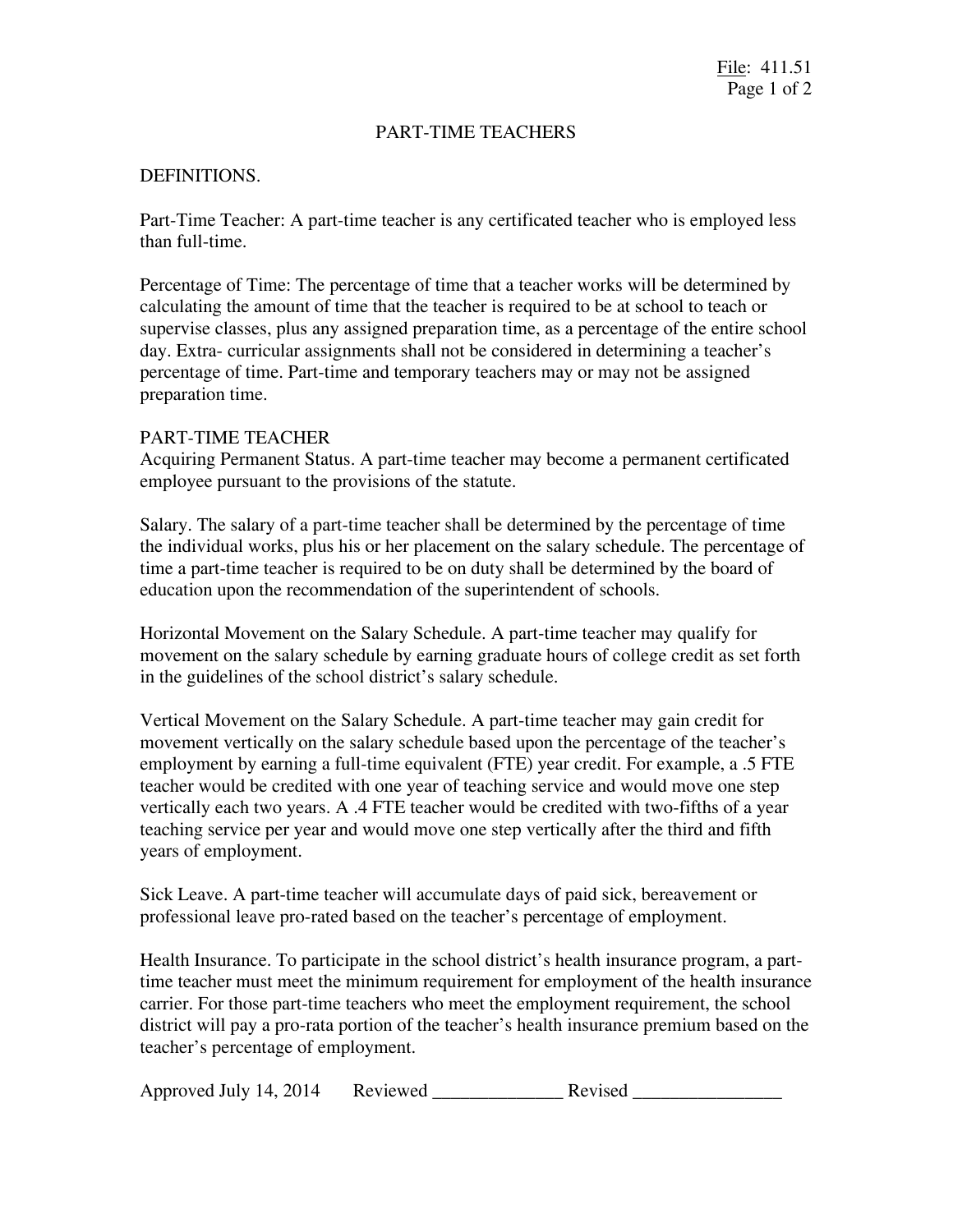# PART-TIME TEACHERS

## DEFINITIONS.

Part-Time Teacher: A part-time teacher is any certificated teacher who is employed less than full-time.

Percentage of Time: The percentage of time that a teacher works will be determined by calculating the amount of time that the teacher is required to be at school to teach or supervise classes, plus any assigned preparation time, as a percentage of the entire school day. Extra- curricular assignments shall not be considered in determining a teacher's percentage of time. Part-time and temporary teachers may or may not be assigned preparation time.

## PART-TIME TEACHER

Acquiring Permanent Status. A part-time teacher may become a permanent certificated employee pursuant to the provisions of the statute.

Salary. The salary of a part-time teacher shall be determined by the percentage of time the individual works, plus his or her placement on the salary schedule. The percentage of time a part-time teacher is required to be on duty shall be determined by the board of education upon the recommendation of the superintendent of schools.

Horizontal Movement on the Salary Schedule. A part-time teacher may qualify for movement on the salary schedule by earning graduate hours of college credit as set forth in the guidelines of the school district's salary schedule.

Vertical Movement on the Salary Schedule. A part-time teacher may gain credit for movement vertically on the salary schedule based upon the percentage of the teacher's employment by earning a full-time equivalent (FTE) year credit. For example, a .5 FTE teacher would be credited with one year of teaching service and would move one step vertically each two years. A .4 FTE teacher would be credited with two-fifths of a year teaching service per year and would move one step vertically after the third and fifth years of employment.

Sick Leave. A part-time teacher will accumulate days of paid sick, bereavement or professional leave pro-rated based on the teacher's percentage of employment.

Health Insurance. To participate in the school district's health insurance program, a part-time teacher must meet the minimum requirement for employment of the health insurance carrier. For those part-time teachers who meet the employment requirement, the school district will pay a pro-rata portion of the teacher's health insurance premium based on the teacher's percentage of employment.

Approved July 14, 2014 Reviewed ______________ Revised ________________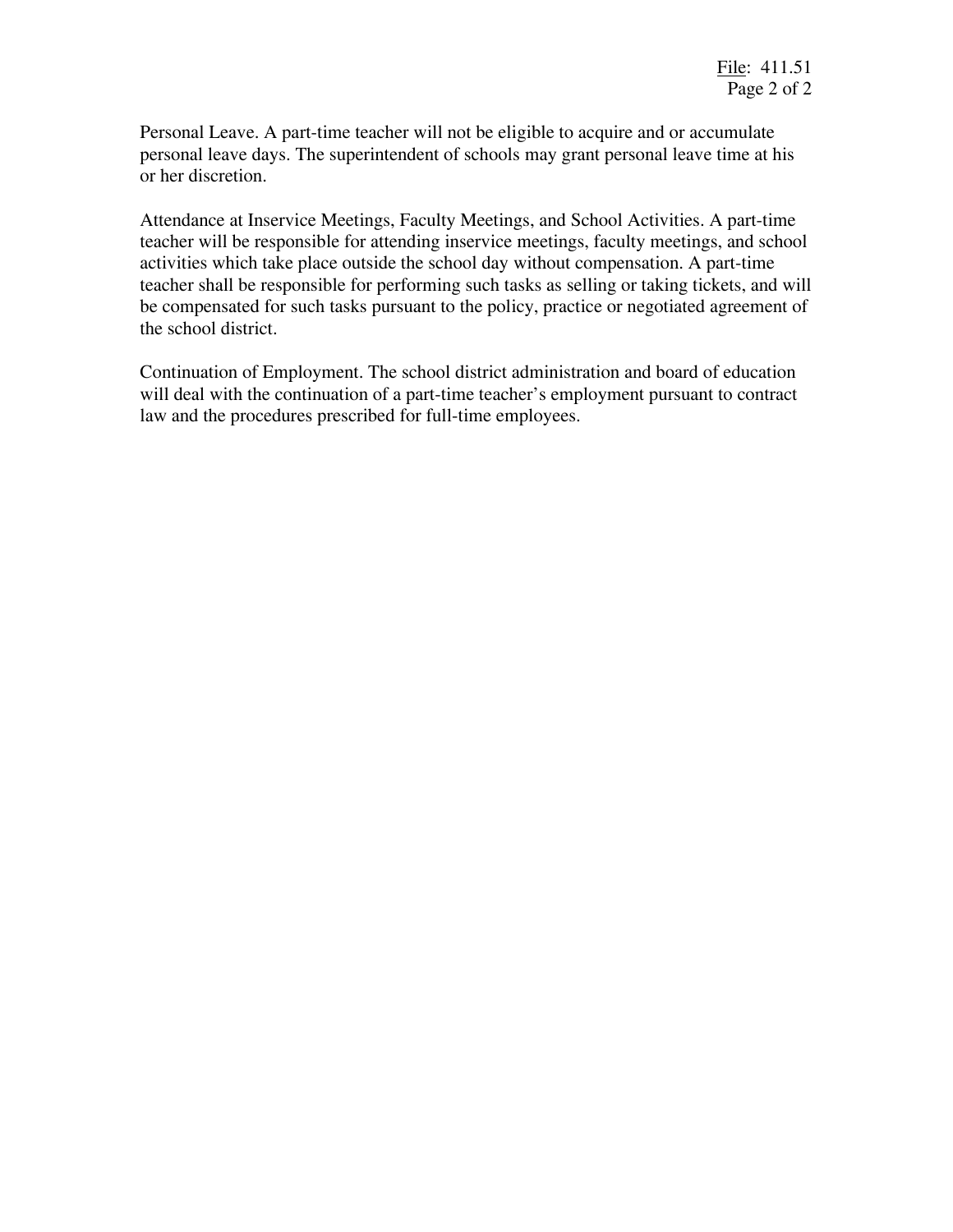Personal Leave. A part-time teacher will not be eligible to acquire and or accumulate personal leave days. The superintendent of schools may grant personal leave time at his or her discretion.

Attendance at Inservice Meetings, Faculty Meetings, and School Activities. A part-time teacher will be responsible for attending inservice meetings, faculty meetings, and school activities which take place outside the school day without compensation. A part-time teacher shall be responsible for performing such tasks as selling or taking tickets, and will be compensated for such tasks pursuant to the policy, practice or negotiated agreement of the school district.

Continuation of Employment. The school district administration and board of education will deal with the continuation of a part-time teacher's employment pursuant to contract law and the procedures prescribed for full-time employees.